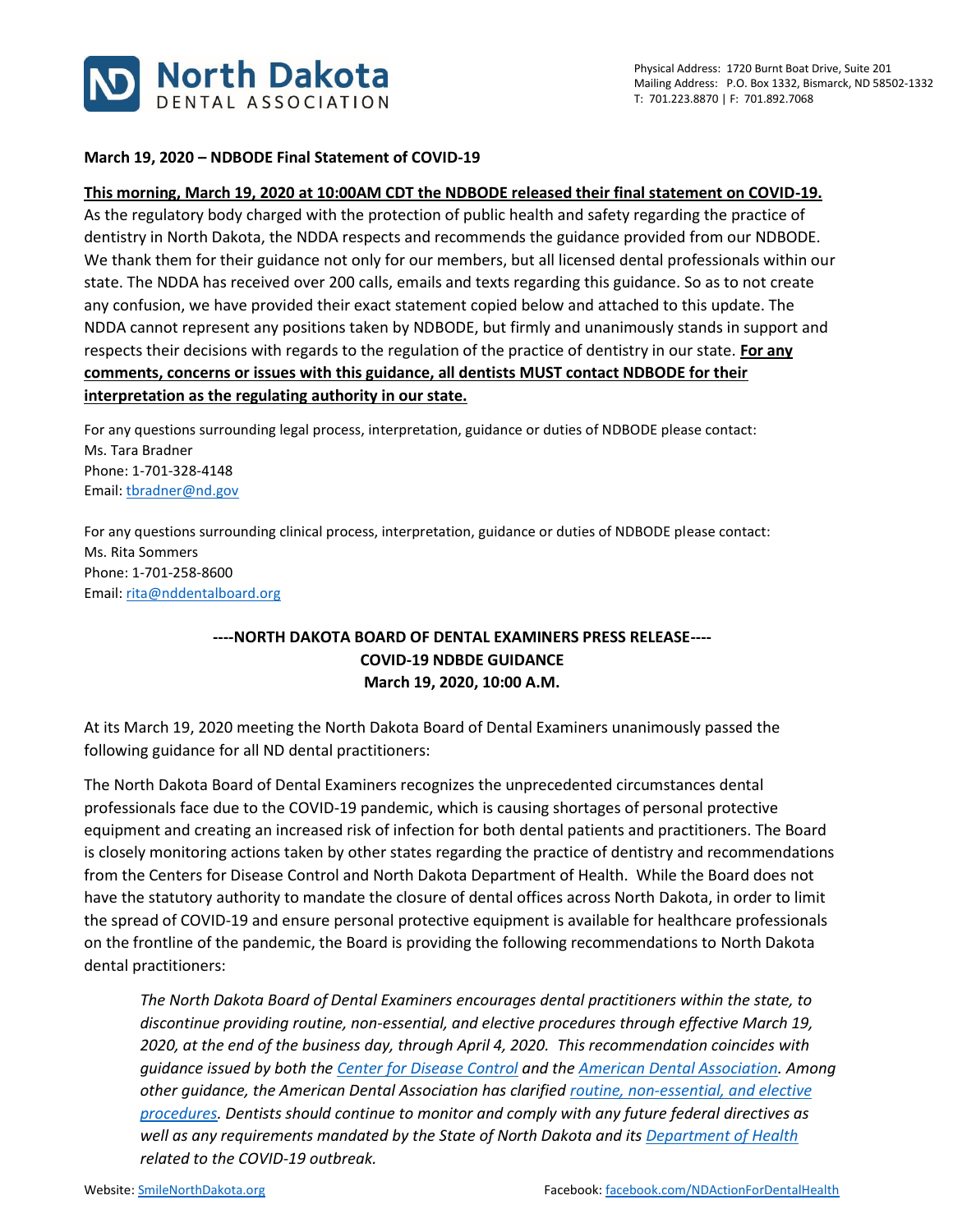**North Dakota DENTAL ASSOCIATION**

Physical Address: 1720 Burnt Boat Drive, Suite 201
Mailing Address: P.O. Box 1332, Bismarck, ND 58502-1332
T: 701.223.8870 | F: 701.892.7068

**March 19, 2020 – NDBODE Final Statement of COVID-19**

**This morning, March 19, 2020 at 10:00AM CDT the NDBODE released their final statement on COVID-19.** As the regulatory body charged with the protection of public health and safety regarding the practice of dentistry in North Dakota, the NDDA respects and recommends the guidance provided from our NDBODE. We thank them for their guidance not only for our members, but all licensed dental professionals within our state. The NDDA has received over 200 calls, emails and texts regarding this guidance. So as to not create any confusion, we have provided their exact statement copied below and attached to this update. The NDDA cannot represent any positions taken by NDBODE, but firmly and unanimously stands in support and respects their decisions with regards to the regulation of the practice of dentistry in our state. **For any comments, concerns or issues with this guidance, all dentists MUST contact NDBODE for their interpretation as the regulating authority in our state.**

For any questions surrounding legal process, interpretation, guidance or duties of NDBODE please contact:
Ms. Tara Bradner
Phone: 1-701-328-4148
Email: tbradner@nd.gov

For any questions surrounding clinical process, interpretation, guidance or duties of NDBODE please contact:
Ms. Rita Sommers
Phone: 1-701-258-8600
Email: rita@nddentalboard.org

**----NORTH DAKOTA BOARD OF DENTAL EXAMINERS PRESS RELEASE----**
**COVID-19 NDBDE GUIDANCE**
**March 19, 2020, 10:00 A.M.**

At its March 19, 2020 meeting the North Dakota Board of Dental Examiners unanimously passed the following guidance for all ND dental practitioners:

The North Dakota Board of Dental Examiners recognizes the unprecedented circumstances dental professionals face due to the COVID-19 pandemic, which is causing shortages of personal protective equipment and creating an increased risk of infection for both dental patients and practitioners. The Board is closely monitoring actions taken by other states regarding the practice of dentistry and recommendations from the Centers for Disease Control and North Dakota Department of Health. While the Board does not have the statutory authority to mandate the closure of dental offices across North Dakota, in order to limit the spread of COVID-19 and ensure personal protective equipment is available for healthcare professionals on the frontline of the pandemic, the Board is providing the following recommendations to North Dakota dental practitioners:

> *The North Dakota Board of Dental Examiners encourages dental practitioners within the state, to discontinue providing routine, non-essential, and elective procedures through effective March 19, 2020, at the end of the business day, through April 4, 2020. This recommendation coincides with guidance issued by both the Center for Disease Control and the American Dental Association. Among other guidance, the American Dental Association has clarified routine, non-essential, and elective procedures. Dentists should continue to monitor and comply with any future federal directives as well as any requirements mandated by the State of North Dakota and its Department of Health related to the COVID-19 outbreak.*

Website: SmileNorthDakota.org
Facebook: facebook.com/NDActionForDentalHealth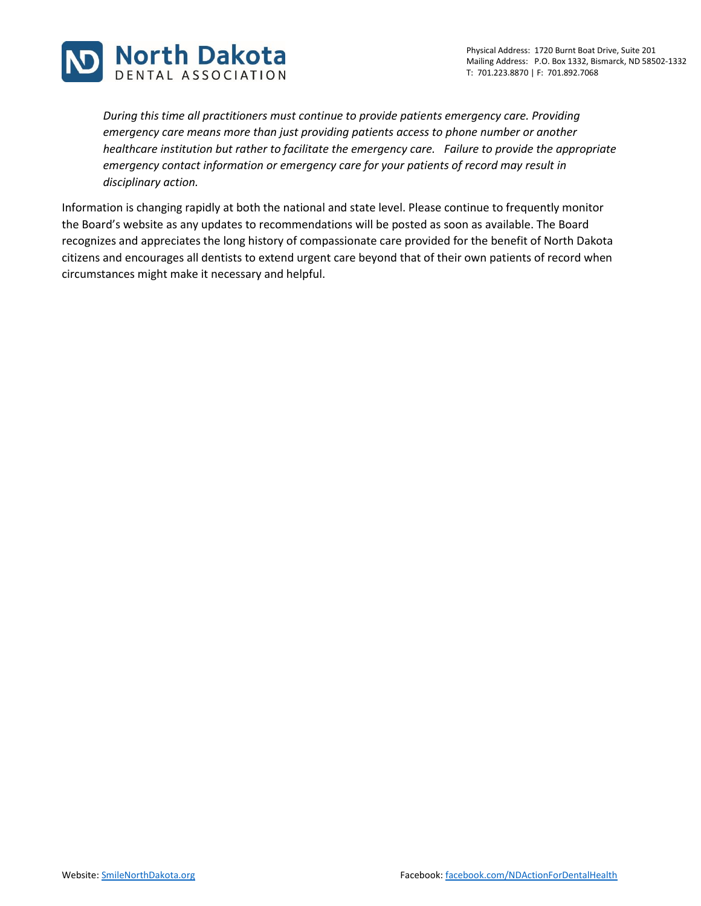*During this time all practitioners must continue to provide patients emergency care. Providing emergency care means more than just providing patients access to phone number or another healthcare institution but rather to facilitate the emergency care. Failure to provide the appropriate emergency contact information or emergency care for your patients of record may result in disciplinary action.*

Information is changing rapidly at both the national and state level. Please continue to frequently monitor the Board's website as any updates to recommendations will be posted as soon as available. The Board recognizes and appreciates the long history of compassionate care provided for the benefit of North Dakota citizens and encourages all dentists to extend urgent care beyond that of their own patients of record when circumstances might make it necessary and helpful.